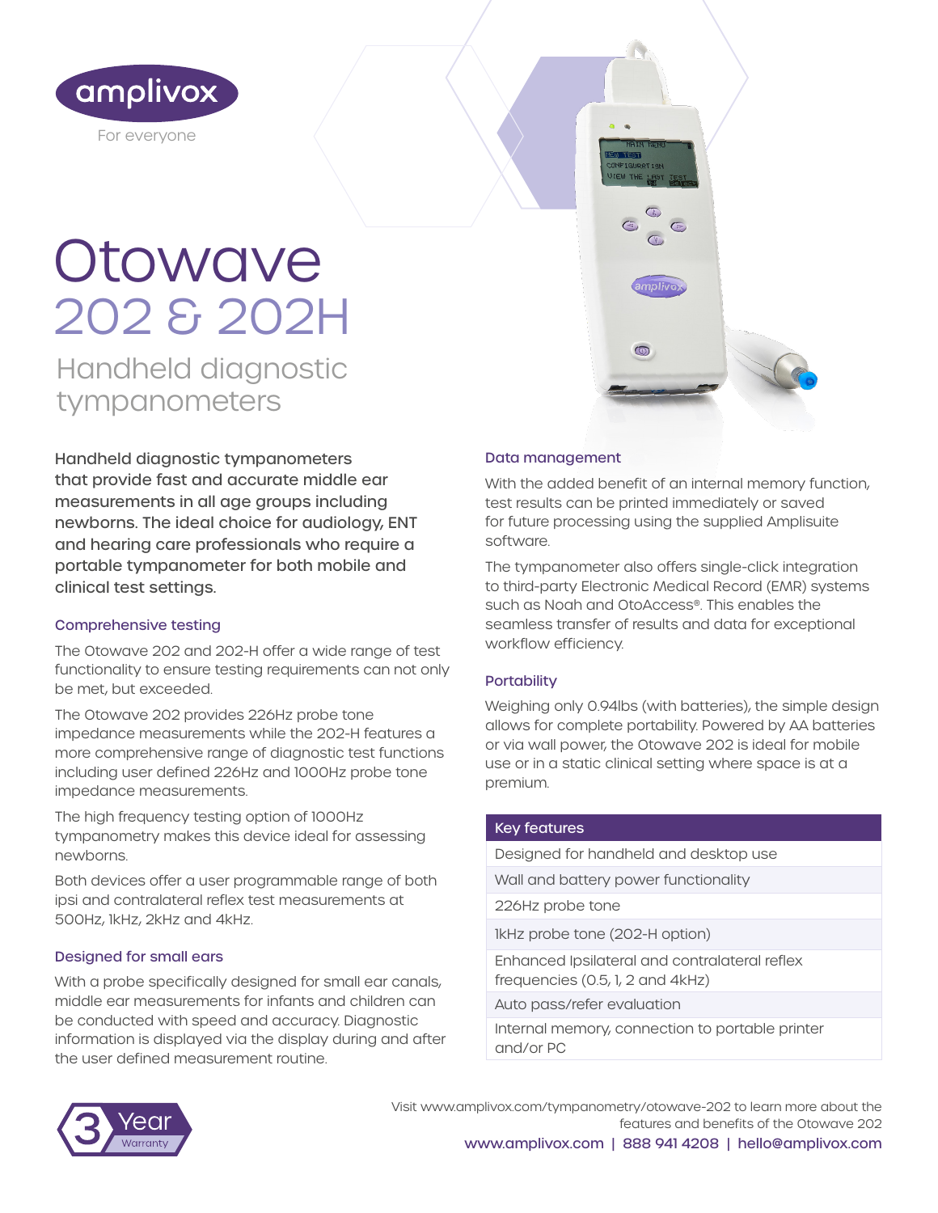amplivox

For everyone

# Otowave 202 & 202H

## Handheld diagnostic tympanometers

**Handheld diagnostic tympanometers that provide fast and accurate middle ear measurements in all age groups including newborns. The ideal choice for audiology, ENT and hearing care professionals who require a portable tympanometer for both mobile and clinical test settings.**

### Comprehensive testing

The Otowave 202 and 202-H offer a wide range of test functionality to ensure testing requirements can not only be met, but exceeded.

The Otowave 202 provides 226Hz probe tone impedance measurements while the 202-H features a more comprehensive range of diagnostic test functions including user defined 226Hz and 1000Hz probe tone impedance measurements.

The high frequency testing option of 1000Hz tympanometry makes this device ideal for assessing newborns.

Both devices offer a user programmable range of both ipsi and contralateral reflex test measurements at 500Hz, 1kHz, 2kHz and 4kHz.

### Designed for small ears

With a probe specifically designed for small ear canals, middle ear measurements for infants and children can be conducted with speed and accuracy. Diagnostic information is displayed via the display during and after the user defined measurement routine.

### Data management

With the added benefit of an internal memory function, test results can be printed immediately or saved for future processing using the supplied Amplisuite software.

The tympanometer also offers single-click integration to third-party Electronic Medical Record (EMR) systems such as Noah and OtoAccess®. This enables the seamless transfer of results and data for exceptional workflow efficiency.

### Portability

Weighing only 0.94lbs (with batteries), the simple design allows for complete portability. Powered by AA batteries or via wall power, the Otowave 202 is ideal for mobile use or in a static clinical setting where space is at a premium.

| Key features |
| --- |
| Designed for handheld and desktop use |
| Wall and battery power functionality |
| 226Hz probe tone |
| 1kHz probe tone (202-H option) |
| Enhanced Ipsilateral and contralateral reflex frequencies (0.5, 1, 2 and 4kHz) |
| Auto pass/refer evaluation |
| Internal memory, connection to portable printer and/or PC |

3 Year Warranty

Visit www.amplivox.com/tympanometry/otowave-202 to learn more about the features and benefits of the Otowave 202

www.amplivox.com | 888 941 4208 | hello@amplivox.com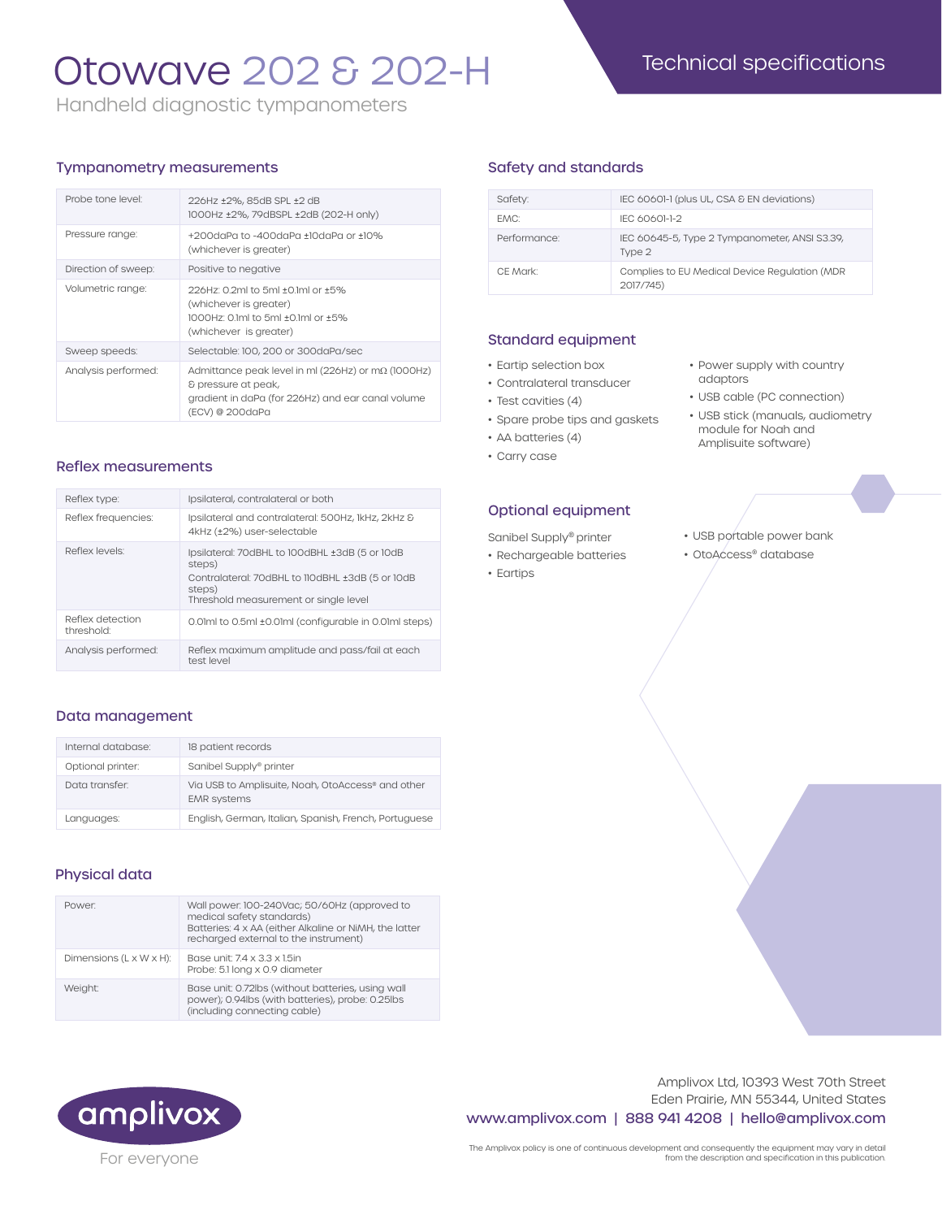# Otowave 202 & 202-H

Handheld diagnostic tympanometers

Technical specifications

## Tympanometry measurements

| | |
|---|---|
| Probe tone level: | 226Hz ±2%, 85dB SPL ±2 dB<br>1000Hz ±2%, 79dBSPL ±2dB (202-H only) |
| Pressure range: | +200daPa to -400daPa ±10daPa or ±10% (whichever is greater) |
| Direction of sweep: | Positive to negative |
| Volumetric range: | 226Hz: 0.2ml to 5ml ±0.1ml or ±5% (whichever is greater)<br>1000Hz: 0.1ml to 5ml ±0.1ml or ±5% (whichever is greater) |
| Sweep speeds: | Selectable: 100, 200 or 300daPa/sec |
| Analysis performed: | Admittance peak level in ml (226Hz) or mΩ (1000Hz) & pressure at peak, gradient in daPa (for 226Hz) and ear canal volume (ECV) @ 200daPa |

## Reflex measurements

| | |
|---|---|
| Reflex type: | Ipsilateral, contralateral or both |
| Reflex frequencies: | Ipsilateral and contralateral: 500Hz, 1kHz, 2kHz & 4kHz (±2%) user-selectable |
| Reflex levels: | Ipsilateral: 70dBHL to 100dBHL ±3dB (5 or 10dB steps)<br>Contralateral: 70dBHL to 110dBHL ±3dB (5 or 10dB steps)<br>Threshold measurement or single level |
| Reflex detection threshold: | 0.01ml to 0.5ml ±0.01ml (configurable in 0.01ml steps) |
| Analysis performed: | Reflex maximum amplitude and pass/fail at each test level |

## Data management

| | |
|---|---|
| Internal database: | 18 patient records |
| Optional printer: | Sanibel Supply® printer |
| Data transfer: | Via USB to Amplisuite, Noah, OtoAccess® and other EMR systems |
| Languages: | English, German, Italian, Spanish, French, Portuguese |

## Physical data

| | |
|---|---|
| Power: | Wall power: 100-240Vac; 50/60Hz (approved to medical safety standards)<br>Batteries: 4 x AA (either Alkaline or NiMH, the latter recharged external to the instrument) |
| Dimensions (L x W x H): | Base unit: 7.4 x 3.3 x 1.5in<br>Probe: 5.1 long x 0.9 diameter |
| Weight: | Base unit: 0.72lbs (without batteries, using wall power); 0.94lbs (with batteries), probe: 0.25lbs (including connecting cable) |

## Safety and standards

| | |
|---|---|
| Safety: | IEC 60601-1 (plus UL, CSA & EN deviations) |
| EMC: | IEC 60601-1-2 |
| Performance: | IEC 60645-5, Type 2 Tympanometer, ANSI S3.39, Type 2 |
| CE Mark: | Complies to EU Medical Device Regulation (MDR 2017/745) |

## Standard equipment

- Eartip selection box
- Contralateral transducer
- Test cavities (4)
- Spare probe tips and gaskets
- AA batteries (4)
- Carry case
- Power supply with country adaptors
- USB cable (PC connection)
- USB stick (manuals, audiometry module for Noah and Amplisuite software)

## Optional equipment

Sanibel Supply® printer
- Rechargeable batteries
- Eartips
- USB portable power bank
- OtoAccess® database

amplivox
For everyone

Amplivox Ltd, 10393 West 70th Street
Eden Prairie, MN 55344, United States
www.amplivox.com | 888 941 4208 | hello@amplivox.com

The Amplivox policy is one of continuous development and consequently the equipment may vary in detail from the description and specification in this publication.